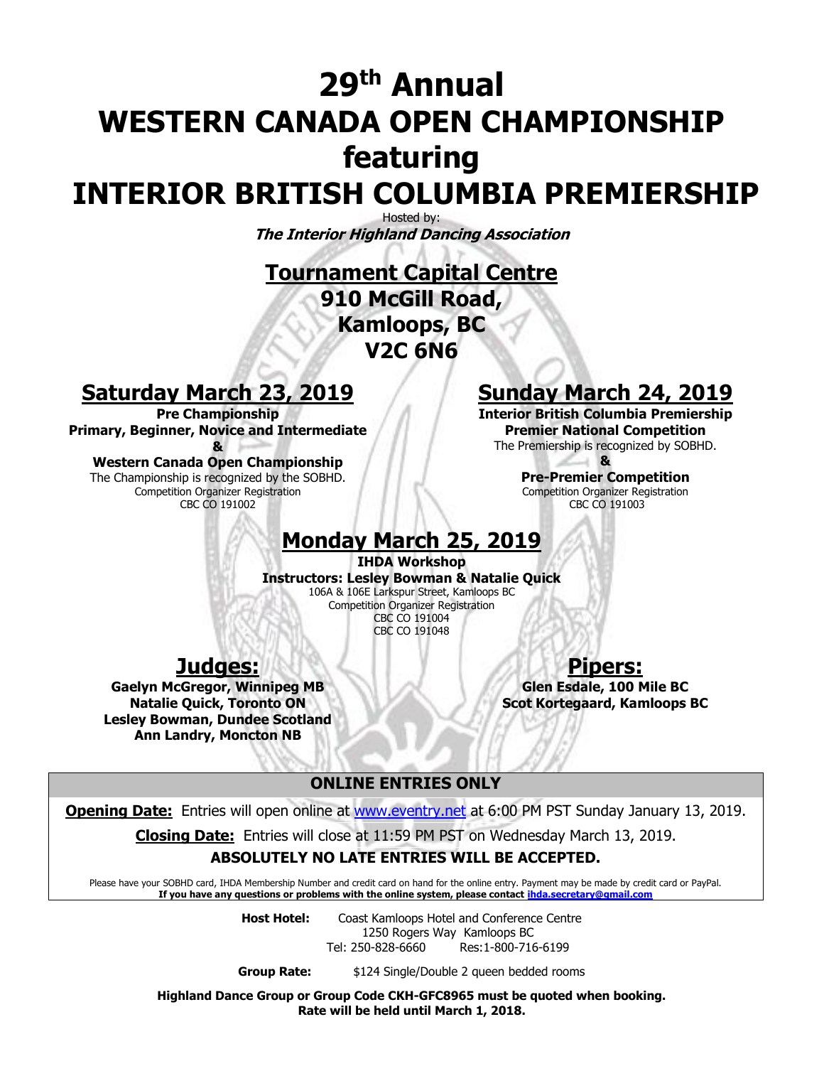# 29th Annual WESTERN CANADA OPEN CHAMPIONSHIP featuring INTERIOR BRITISH COLUMBIA PREMIERSHIP

Hosted by:

***The Interior Highland Dancing Association***

## Tournament Capital Centre

**910 McGill Road,**
**Kamloops, BC**
**V2C 6N6**

## Saturday March 23, 2019

**Pre Championship**
**Primary, Beginner, Novice and Intermediate**
**&**
**Western Canada Open Championship**
The Championship is recognized by the SOBHD.
Competition Organizer Registration
CBC CO 191002

## Sunday March 24, 2019

**Interior British Columbia Premiership**
**Premier National Competition**
The Premiership is recognized by SOBHD.
**&**
**Pre-Premier Competition**
Competition Organizer Registration
CBC CO 191003

## Monday March 25, 2019

**IHDA Workshop**
**Instructors: Lesley Bowman & Natalie Quick**
106A & 106E Larkspur Street, Kamloops BC
Competition Organizer Registration
CBC CO 191004
CBC CO 191048

## Judges:

**Gaelyn McGregor, Winnipeg MB**
**Natalie Quick, Toronto ON**
**Lesley Bowman, Dundee Scotland**
**Ann Landry, Moncton NB**

## Pipers:

**Glen Esdale, 100 Mile BC**
**Scot Kortegaard, Kamloops BC**

### ONLINE ENTRIES ONLY

**Opening Date:** Entries will open online at www.eventry.net at 6:00 PM PST Sunday January 13, 2019.

**Closing Date:** Entries will close at 11:59 PM PST on Wednesday March 13, 2019.

**ABSOLUTELY NO LATE ENTRIES WILL BE ACCEPTED.**

Please have your SOBHD card, IHDA Membership Number and credit card on hand for the online entry. Payment may be made by credit card or PayPal.
**If you have any questions or problems with the online system, please contact ihda.secretary@gmail.com**

**Host Hotel:** Coast Kamloops Hotel and Conference Centre
1250 Rogers Way Kamloops BC
Tel: 250-828-6660 Res:1-800-716-6199

**Group Rate:** $124 Single/Double 2 queen bedded rooms

**Highland Dance Group or Group Code CKH-GFC8965 must be quoted when booking.**
**Rate will be held until March 1, 2018.**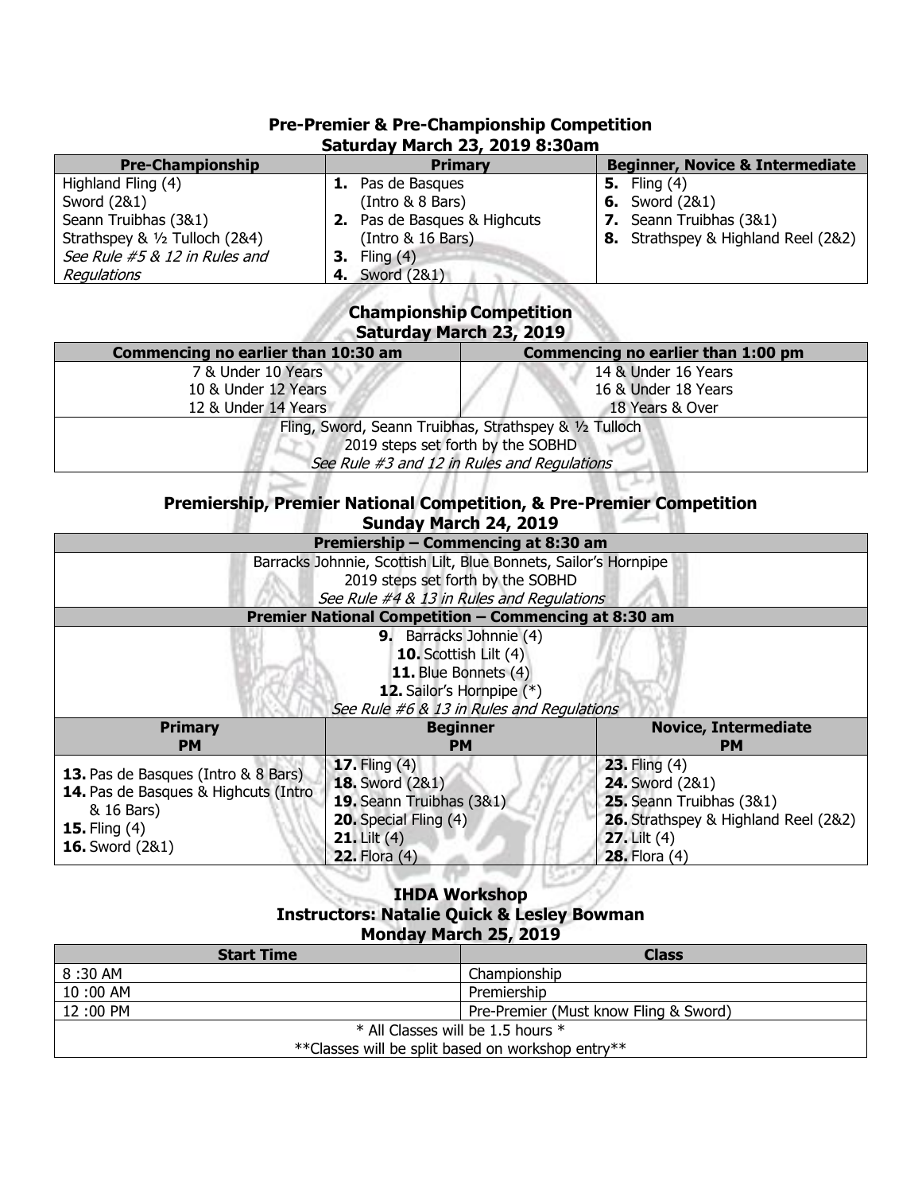## Pre-Premier & Pre-Championship Competition
### Saturday March 23, 2019 8:30am

| Pre-Championship | Primary | Beginner, Novice & Intermediate |
|---|---|---|
| Highland Fling (4)<br>Sword (2&1)<br>Seann Truibhas (3&1)<br>Strathspey & ½ Tulloch (2&4)<br>*See Rule #5 & 12 in Rules and Regulations* | **1.** Pas de Basques (Intro & 8 Bars)<br>**2.** Pas de Basques & Highcuts (Intro & 16 Bars)<br>**3.** Fling (4)<br>**4.** Sword (2&1) | **5.** Fling (4)<br>**6.** Sword (2&1)<br>**7.** Seann Truibhas (3&1)<br>**8.** Strathspey & Highland Reel (2&2) |

## Championship Competition
### Saturday March 23, 2019

| Commencing no earlier than 10:30 am | Commencing no earlier than 1:00 pm |
|---|---|
| 7 & Under 10 Years<br>10 & Under 12 Years<br>12 & Under 14 Years | 14 & Under 16 Years<br>16 & Under 18 Years<br>18 Years & Over |
| Fling, Sword, Seann Truibhas, Strathspey & ½ Tulloch<br>2019 steps set forth by the SOBHD<br>*See Rule #3 and 12 in Rules and Regulations* | |

## Premiership, Premier National Competition, & Pre-Premier Competition
### Sunday March 24, 2019

| Premiership – Commencing at 8:30 am | | |
|---|---|---|
| Barracks Johnnie, Scottish Lilt, Blue Bonnets, Sailor's Hornpipe<br>2019 steps set forth by the SOBHD<br>*See Rule #4 & 13 in Rules and Regulations* | | |
| **Premier National Competition – Commencing at 8:30 am** | | |
| **9.** Barracks Johnnie (4)<br>**10.** Scottish Lilt (4)<br>**11.** Blue Bonnets (4)<br>**12.** Sailor's Hornpipe (*)<br>*See Rule #6 & 13 in Rules and Regulations* | | |
| **Primary PM** | **Beginner PM** | **Novice, Intermediate PM** |
| **13.** Pas de Basques (Intro & 8 Bars)<br>**14.** Pas de Basques & Highcuts (Intro & 16 Bars)<br>**15.** Fling (4)<br>**16.** Sword (2&1) | **17.** Fling (4)<br>**18.** Sword (2&1)<br>**19.** Seann Truibhas (3&1)<br>**20.** Special Fling (4)<br>**21.** Lilt (4)<br>**22.** Flora (4) | **23.** Fling (4)<br>**24.** Sword (2&1)<br>**25.** Seann Truibhas (3&1)<br>**26.** Strathspey & Highland Reel (2&2)<br>**27.** Lilt (4)<br>**28.** Flora (4) |

## IHDA Workshop
### Instructors: Natalie Quick & Lesley Bowman
### Monday March 25, 2019

| Start Time | Class |
|---|---|
| 8 :30 AM | Championship |
| 10 :00 AM | Premiership |
| 12 :00 PM | Pre-Premier (Must know Fling & Sword) |
| * All Classes will be 1.5 hours *<br>**Classes will be split based on workshop entry** | |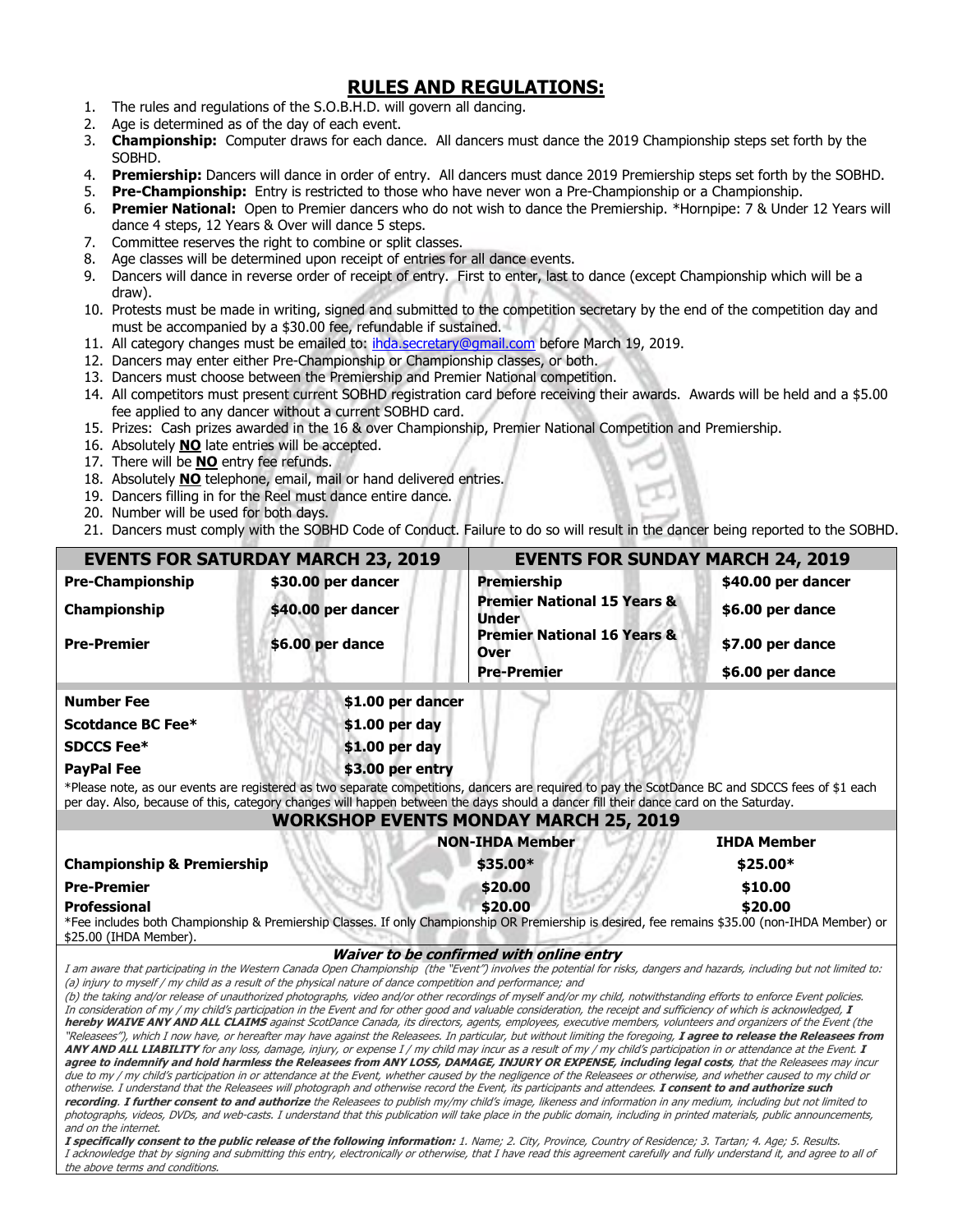## RULES AND REGULATIONS:

1. The rules and regulations of the S.O.B.H.D. will govern all dancing.
2. Age is determined as of the day of each event.
3. **Championship:** Computer draws for each dance. All dancers must dance the 2019 Championship steps set forth by the SOBHD.
4. **Premiership:** Dancers will dance in order of entry. All dancers must dance 2019 Premiership steps set forth by the SOBHD.
5. **Pre-Championship:** Entry is restricted to those who have never won a Pre-Championship or a Championship.
6. **Premier National:** Open to Premier dancers who do not wish to dance the Premiership. *Hornpipe: 7 & Under 12 Years will dance 4 steps, 12 Years & Over will dance 5 steps.
7. Committee reserves the right to combine or split classes.
8. Age classes will be determined upon receipt of entries for all dance events.
9. Dancers will dance in reverse order of receipt of entry. First to enter, last to dance (except Championship which will be a draw).
10. Protests must be made in writing, signed and submitted to the competition secretary by the end of the competition day and must be accompanied by a $30.00 fee, refundable if sustained.
11. All category changes must be emailed to: ihda.secretary@gmail.com before March 19, 2019.
12. Dancers may enter either Pre-Championship or Championship classes, or both.
13. Dancers must choose between the Premiership and Premier National competition.
14. All competitors must present current SOBHD registration card before receiving their awards. Awards will be held and a $5.00 fee applied to any dancer without a current SOBHD card.
15. Prizes: Cash prizes awarded in the 16 & over Championship, Premier National Competition and Premiership.
16. Absolutely **NO** late entries will be accepted.
17. There will be **NO** entry fee refunds.
18. Absolutely **NO** telephone, email, mail or hand delivered entries.
19. Dancers filling in for the Reel must dance entire dance.
20. Number will be used for both days.
21. Dancers must comply with the SOBHD Code of Conduct. Failure to do so will result in the dancer being reported to the SOBHD.

| EVENTS FOR SATURDAY MARCH 23, 2019 | | EVENTS FOR SUNDAY MARCH 24, 2019 | |
|---|---|---|---|
| **Pre-Championship** | **$30.00 per dancer** | **Premiership** | **$40.00 per dancer** |
| **Championship** | **$40.00 per dancer** | **Premier National 15 Years & Under** | **$6.00 per dance** |
| **Pre-Premier** | **$6.00 per dance** | **Premier National 16 Years & Over** | **$7.00 per dance** |
| | | **Pre-Premier** | **$6.00 per dance** |

| | |
|---|---|
| **Number Fee** | **$1.00 per dancer** |
| **Scotdance BC Fee*** | **$1.00 per day** |
| **SDCCS Fee*** | **$1.00 per day** |
| **PayPal Fee** | **$3.00 per entry** |

*Please note, as our events are registered as two separate competitions, dancers are required to pay the ScotDance BC and SDCCS fees of $1 each per day. Also, because of this, category changes will happen between the days should a dancer fill their dance card on the Saturday.

### WORKSHOP EVENTS MONDAY MARCH 25, 2019

| | NON-IHDA Member | IHDA Member |
|---|---|---|
| **Championship & Premiership** | **$35.00*** | **$25.00*** |
| **Pre-Premier** | **$20.00** | **$10.00** |
| **Professional** | **$20.00** | **$20.00** |

*Fee includes both Championship & Premiership Classes. If only Championship OR Premiership is desired, fee remains $35.00 (non-IHDA Member) or $25.00 (IHDA Member).

***Waiver to be confirmed with online entry***

*I am aware that participating in the Western Canada Open Championship (the "Event") involves the potential for risks, dangers and hazards, including but not limited to: (a) injury to myself / my child as a result of the physical nature of dance competition and performance; and*

*(b) the taking and/or release of unauthorized photographs, video and/or other recordings of myself and/or my child, notwithstanding efforts to enforce Event policies. In consideration of my / my child's participation in the Event and for other good and valuable consideration, the receipt and sufficiency of which is acknowledged,* ***I hereby WAIVE ANY AND ALL CLAIMS*** *against ScotDance Canada, its directors, agents, employees, executive members, volunteers and organizers of the Event (the "Releasees"), which I now have, or hereafter may have against the Releasees. In particular, but without limiting the foregoing,* ***I agree to release the Releasees from ANY AND ALL LIABILITY*** *for any loss, damage, injury, or expense I / my child may incur as a result of my / my child's participation in or attendance at the Event.* ***I agree to indemnify and hold harmless the Releasees from ANY LOSS, DAMAGE, INJURY OR EXPENSE, including legal costs****, that the Releasees may incur due to my / my child's participation in or attendance at the Event, whether caused by the negligence of the Releasees or otherwise, and whether caused to my child or otherwise. I understand that the Releasees will photograph and otherwise record the Event, its participants and attendees.* ***I consent to and authorize such recording. I further consent to and authorize*** *the Releasees to publish my/my child's image, likeness and information in any medium, including but not limited to photographs, videos, DVDs, and web-casts. I understand that this publication will take place in the public domain, including in printed materials, public announcements, and on the internet.*

***I specifically consent to the public release of the following information:*** *1. Name; 2. City, Province, Country of Residence; 3. Tartan; 4. Age; 5. Results.*
*I acknowledge that by signing and submitting this entry, electronically or otherwise, that I have read this agreement carefully and fully understand it, and agree to all of the above terms and conditions.*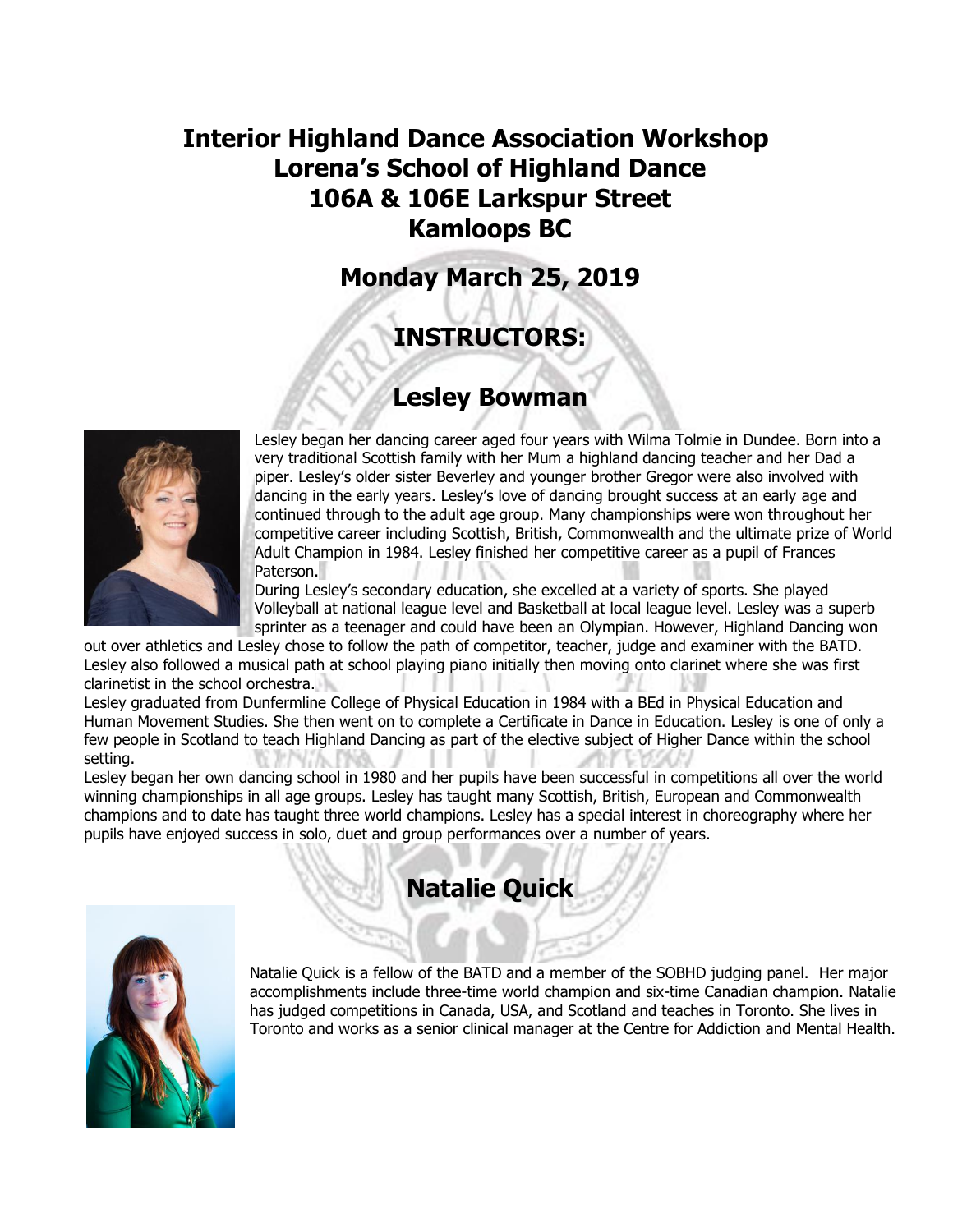# Interior Highland Dance Association Workshop
# Lorena's School of Highland Dance
# 106A & 106E Larkspur Street
# Kamloops BC

## Monday March 25, 2019

## INSTRUCTORS:

### Lesley Bowman

Lesley began her dancing career aged four years with Wilma Tolmie in Dundee. Born into a very traditional Scottish family with her Mum a highland dancing teacher and her Dad a piper. Lesley's older sister Beverley and younger brother Gregor were also involved with dancing in the early years. Lesley's love of dancing brought success at an early age and continued through to the adult age group. Many championships were won throughout her competitive career including Scottish, British, Commonwealth and the ultimate prize of World Adult Champion in 1984. Lesley finished her competitive career as a pupil of Frances Paterson.

During Lesley's secondary education, she excelled at a variety of sports. She played Volleyball at national league level and Basketball at local league level. Lesley was a superb sprinter as a teenager and could have been an Olympian. However, Highland Dancing won out over athletics and Lesley chose to follow the path of competitor, teacher, judge and examiner with the BATD. Lesley also followed a musical path at school playing piano initially then moving onto clarinet where she was first clarinetist in the school orchestra.

Lesley graduated from Dunfermline College of Physical Education in 1984 with a BEd in Physical Education and Human Movement Studies. She then went on to complete a Certificate in Dance in Education. Lesley is one of only a few people in Scotland to teach Highland Dancing as part of the elective subject of Higher Dance within the school setting.

Lesley began her own dancing school in 1980 and her pupils have been successful in competitions all over the world winning championships in all age groups. Lesley has taught many Scottish, British, European and Commonwealth champions and to date has taught three world champions. Lesley has a special interest in choreography where her pupils have enjoyed success in solo, duet and group performances over a number of years.

### Natalie Quick

Natalie Quick is a fellow of the BATD and a member of the SOBHD judging panel. Her major accomplishments include three-time world champion and six-time Canadian champion. Natalie has judged competitions in Canada, USA, and Scotland and teaches in Toronto. She lives in Toronto and works as a senior clinical manager at the Centre for Addiction and Mental Health.